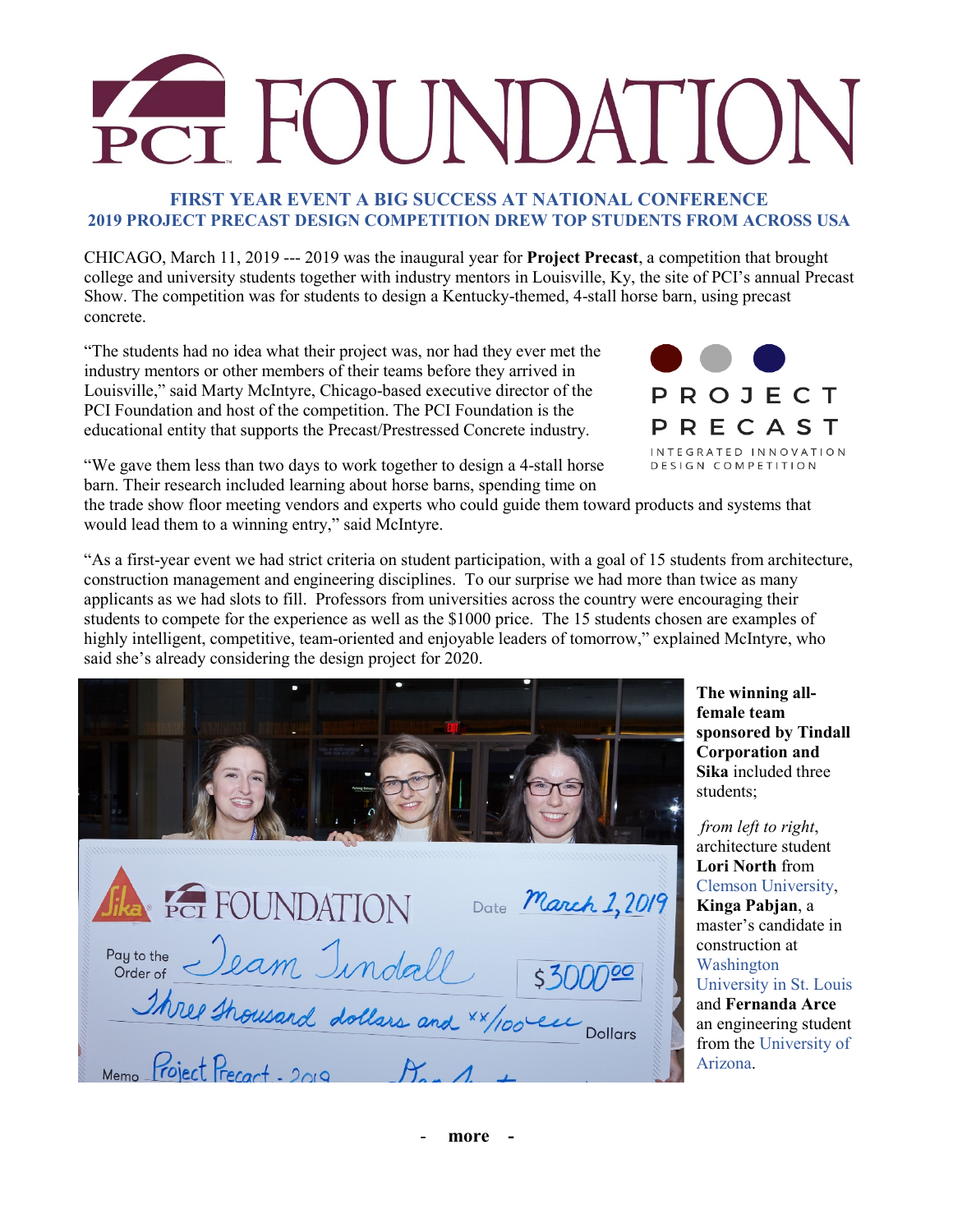# PCI FOUNDATION

**FIRST YEAR EVENT A BIG SUCCESS AT NATIONAL CONFERENCE**
**2019 PROJECT PRECAST DESIGN COMPETITION DREW TOP STUDENTS FROM ACROSS USA**

CHICAGO, March 11, 2019 --- 2019 was the inaugural year for **Project Precast**, a competition that brought college and university students together with industry mentors in Louisville, Ky, the site of PCI's annual Precast Show. The competition was for students to design a Kentucky-themed, 4-stall horse barn, using precast concrete.

"The students had no idea what their project was, nor had they ever met the industry mentors or other members of their teams before they arrived in Louisville," said Marty McIntyre, Chicago-based executive director of the PCI Foundation and host of the competition. The PCI Foundation is the educational entity that supports the Precast/Prestressed Concrete industry.

PROJECT PRECAST
INTEGRATED INNOVATION DESIGN COMPETITION

"We gave them less than two days to work together to design a 4-stall horse barn. Their research included learning about horse barns, spending time on the trade show floor meeting vendors and experts who could guide them toward products and systems that would lead them to a winning entry," said McIntyre.

"As a first-year event we had strict criteria on student participation, with a goal of 15 students from architecture, construction management and engineering disciplines. To our surprise we had more than twice as many applicants as we had slots to fill. Professors from universities across the country were encouraging their students to compete for the experience as well as the $1000 price. The 15 students chosen are examples of highly intelligent, competitive, team-oriented and enjoyable leaders of tomorrow," explained McIntyre, who said she's already considering the design project for 2020.

**The winning all-female team sponsored by Tindall Corporation and Sika** included three students;

*from left to right*, architecture student **Lori North** from Clemson University, **Kinga Pabjan**, a master's candidate in construction at Washington University in St. Louis and **Fernanda Arce** an engineering student from the University of Arizona.

- **more** -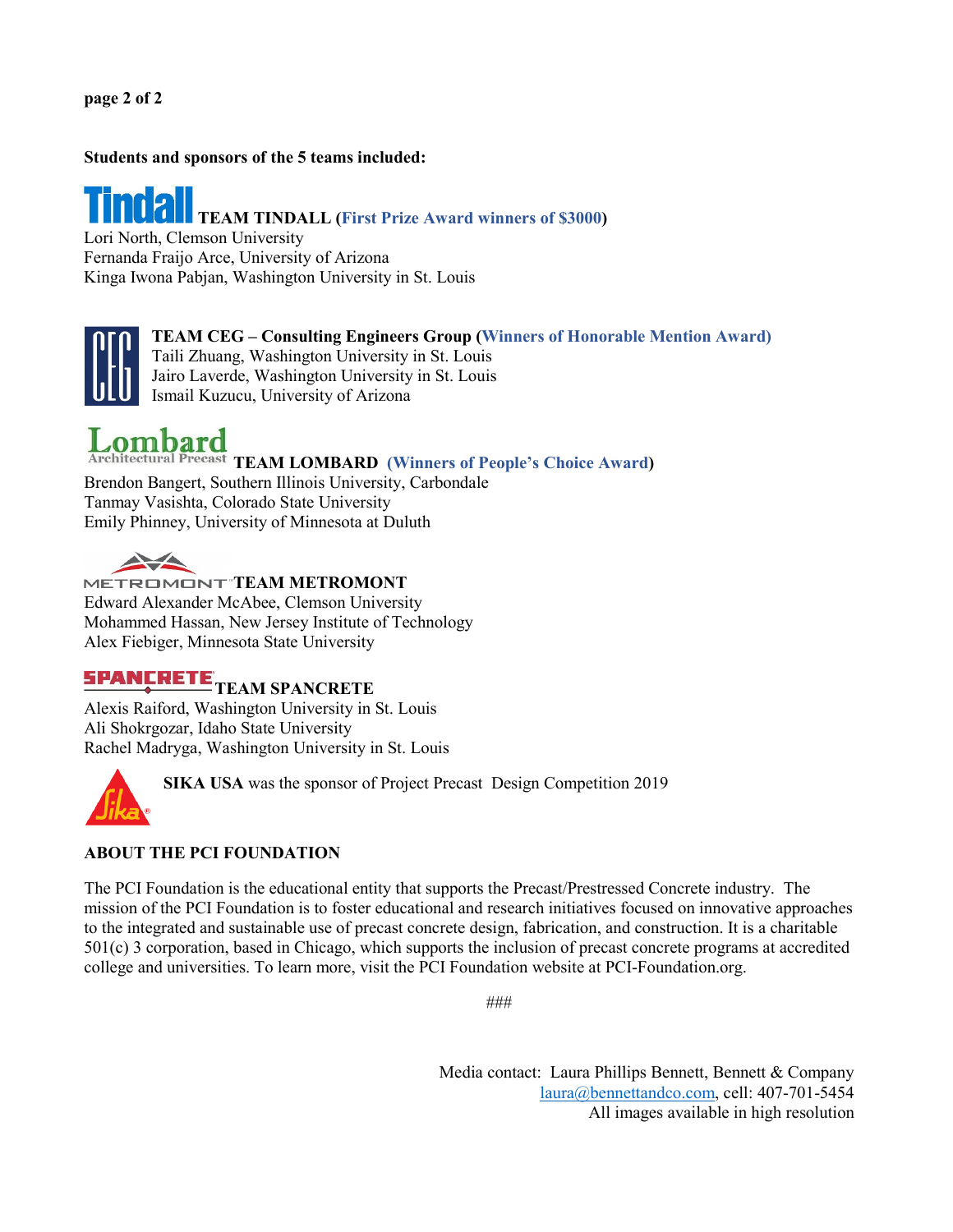**Students and sponsors of the 5 teams included:**

**TEAM TINDALL (First Prize Award winners of $3000)**
Lori North, Clemson University
Fernanda Fraijo Arce, University of Arizona
Kinga Iwona Pabjan, Washington University in St. Louis

**TEAM CEG – Consulting Engineers Group (Winners of Honorable Mention Award)**
Taili Zhuang, Washington University in St. Louis
Jairo Laverde, Washington University in St. Louis
Ismail Kuzucu, University of Arizona

**TEAM LOMBARD (Winners of People's Choice Award)**
Brendon Bangert, Southern Illinois University, Carbondale
Tanmay Vasishta, Colorado State University
Emily Phinney, University of Minnesota at Duluth

**TEAM METROMONT**
Edward Alexander McAbee, Clemson University
Mohammed Hassan, New Jersey Institute of Technology
Alex Fiebiger, Minnesota State University

**TEAM SPANCRETE**
Alexis Raiford, Washington University in St. Louis
Ali Shokrgozar, Idaho State University
Rachel Madryga, Washington University in St. Louis

**SIKA USA** was the sponsor of Project Precast Design Competition 2019

**ABOUT THE PCI FOUNDATION**

The PCI Foundation is the educational entity that supports the Precast/Prestressed Concrete industry. The mission of the PCI Foundation is to foster educational and research initiatives focused on innovative approaches to the integrated and sustainable use of precast concrete design, fabrication, and construction. It is a charitable 501(c) 3 corporation, based in Chicago, which supports the inclusion of precast concrete programs at accredited college and universities. To learn more, visit the PCI Foundation website at PCI-Foundation.org.

###

Media contact: Laura Phillips Bennett, Bennett & Company
laura@bennettandco.com, cell: 407-701-5454
All images available in high resolution